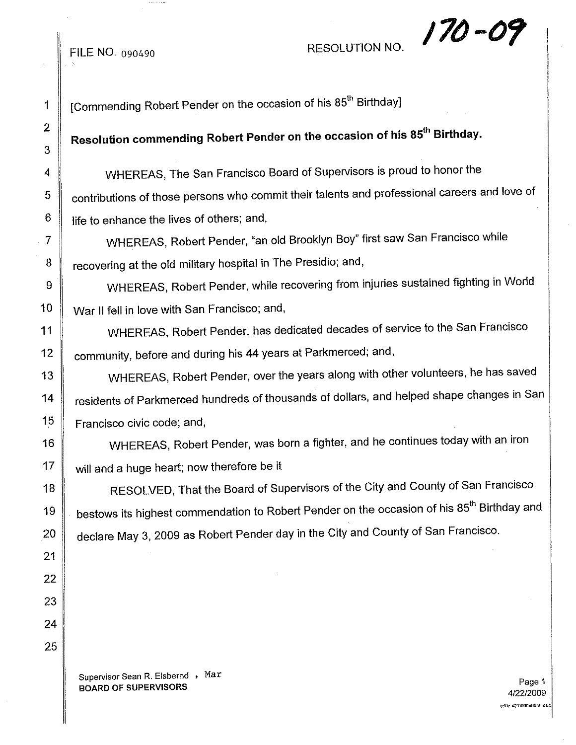FILE NO. 090490

RESOLUTION NO. 170-09

[Commending Robert Pender on the occasion of his 85th Birthday]

**Resolution commending Robert Pender on the occasion of his 85th Birthday.**

WHEREAS, The San Francisco Board of Supervisors is proud to honor the contributions of those persons who commit their talents and professional careers and love of life to enhance the lives of others; and,

WHEREAS, Robert Pender, "an old Brooklyn Boy" first saw San Francisco while recovering at the old military hospital in The Presidio; and,

WHEREAS, Robert Pender, while recovering from injuries sustained fighting in World War II fell in love with San Francisco; and,

WHEREAS, Robert Pender, has dedicated decades of service to the San Francisco community, before and during his 44 years at Parkmerced; and,

WHEREAS, Robert Pender, over the years along with other volunteers, he has saved residents of Parkmerced hundreds of thousands of dollars, and helped shape changes in San Francisco civic code; and,

WHEREAS, Robert Pender, was born a fighter, and he continues today with an iron will and a huge heart; now therefore be it

RESOLVED, That the Board of Supervisors of the City and County of San Francisco bestows its highest commendation to Robert Pender on the occasion of his 85th Birthday and declare May 3, 2009 as Robert Pender day in the City and County of San Francisco.

Supervisor Sean R. Elsbernd , Mar
**BOARD OF SUPERVISORS**

4/22/2009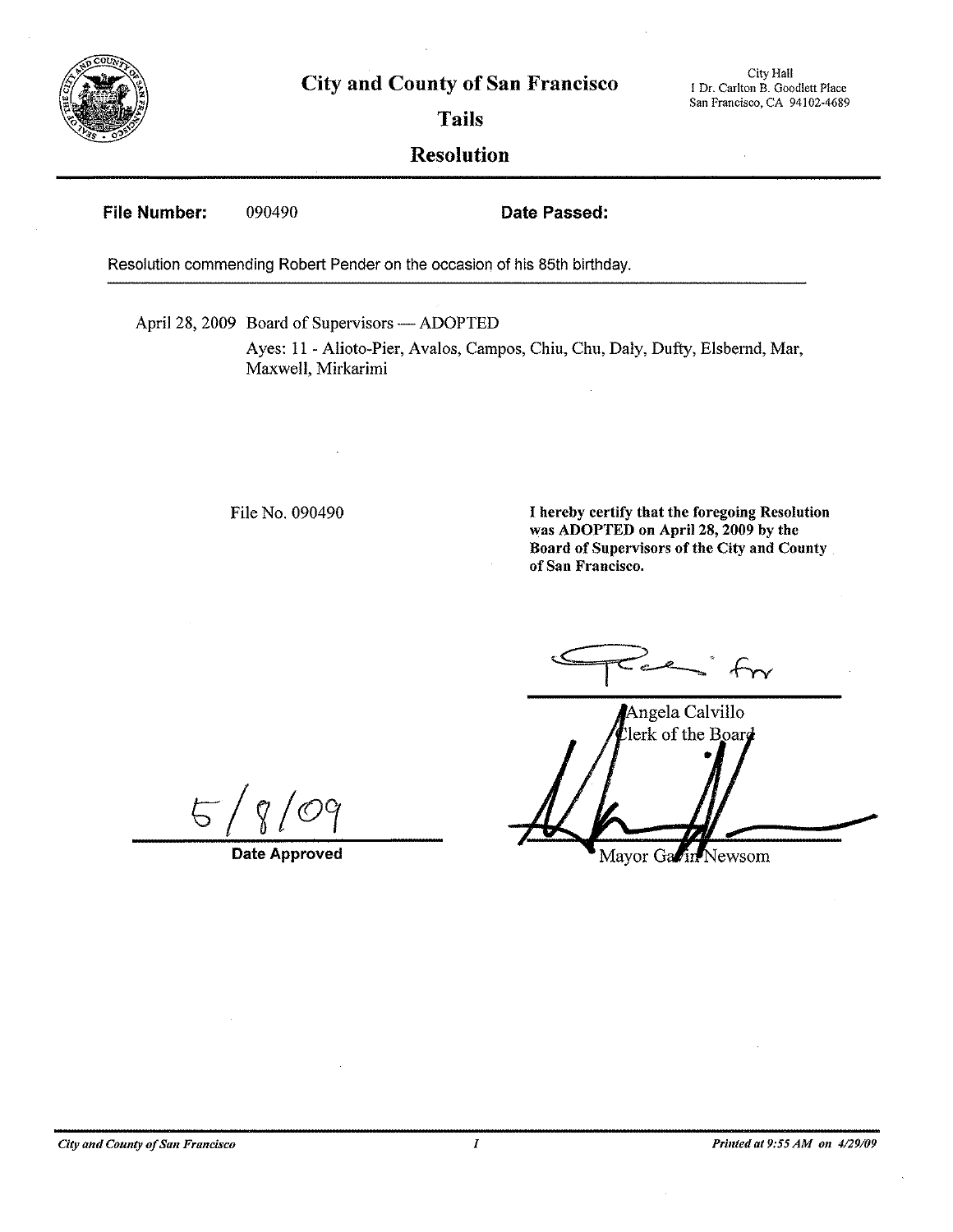# City and County of San Francisco

City Hall
1 Dr. Carlton B. Goodlett Place
San Francisco, CA 94102-4689

## Tails

## Resolution

**File Number:** 090490 **Date Passed:**

Resolution commending Robert Pender on the occasion of his 85th birthday.

April 28, 2009 Board of Supervisors — ADOPTED

Ayes: 11 - Alioto-Pier, Avalos, Campos, Chiu, Chu, Daly, Dufty, Elsbernd, Mar, Maxwell, Mirkarimi

File No. 090490

**I hereby certify that the foregoing Resolution was ADOPTED on April 28, 2009 by the Board of Supervisors of the City and County of San Francisco.**

Angela Calvillo
Clerk of the Board

5/8/09
**Date Approved**

Mayor Gavin Newsom

*Printed at 9:55 AM on 4/29/09*